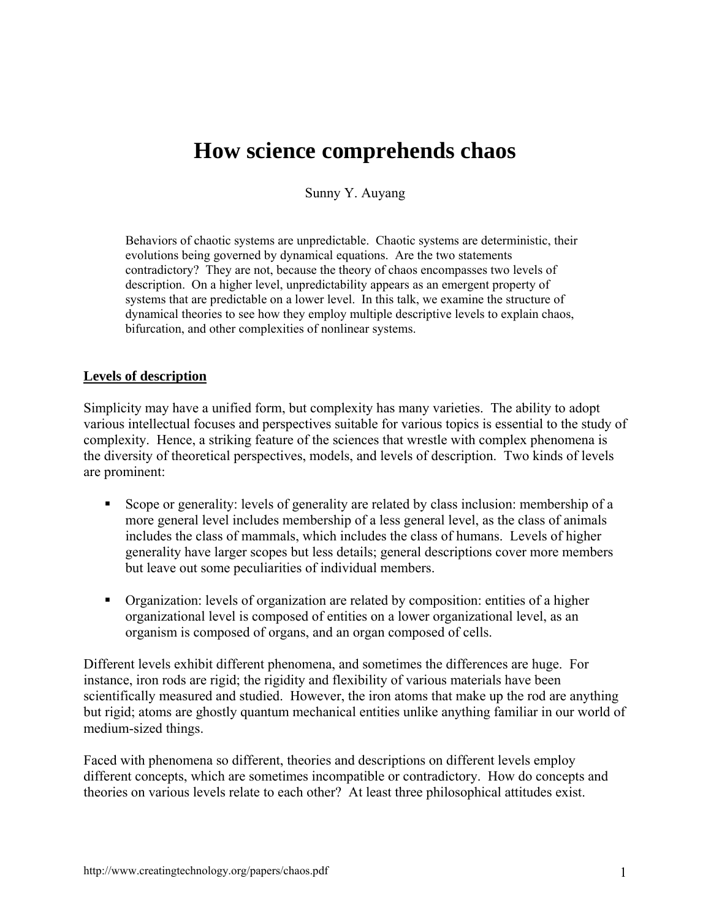# How science comprehends chaos

Sunny Y. Auyang

Behaviors of chaotic systems are unpredictable. Chaotic systems are deterministic, their evolutions being governed by dynamical equations. Are the two statements contradictory? They are not, because the theory of chaos encompasses two levels of description. On a higher level, unpredictability appears as an emergent property of systems that are predictable on a lower level. In this talk, we examine the structure of dynamical theories to see how they employ multiple descriptive levels to explain chaos, bifurcation, and other complexities of nonlinear systems.

## Levels of description

Simplicity may have a unified form, but complexity has many varieties. The ability to adopt various intellectual focuses and perspectives suitable for various topics is essential to the study of complexity. Hence, a striking feature of the sciences that wrestle with complex phenomena is the diversity of theoretical perspectives, models, and levels of description. Two kinds of levels are prominent:

- Scope or generality: levels of generality are related by class inclusion: membership of a more general level includes membership of a less general level, as the class of animals includes the class of mammals, which includes the class of humans. Levels of higher generality have larger scopes but less details; general descriptions cover more members but leave out some peculiarities of individual members.
- Organization: levels of organization are related by composition: entities of a higher organizational level is composed of entities on a lower organizational level, as an organism is composed of organs, and an organ composed of cells.

Different levels exhibit different phenomena, and sometimes the differences are huge. For instance, iron rods are rigid; the rigidity and flexibility of various materials have been scientifically measured and studied. However, the iron atoms that make up the rod are anything but rigid; atoms are ghostly quantum mechanical entities unlike anything familiar in our world of medium-sized things.

Faced with phenomena so different, theories and descriptions on different levels employ different concepts, which are sometimes incompatible or contradictory. How do concepts and theories on various levels relate to each other? At least three philosophical attitudes exist.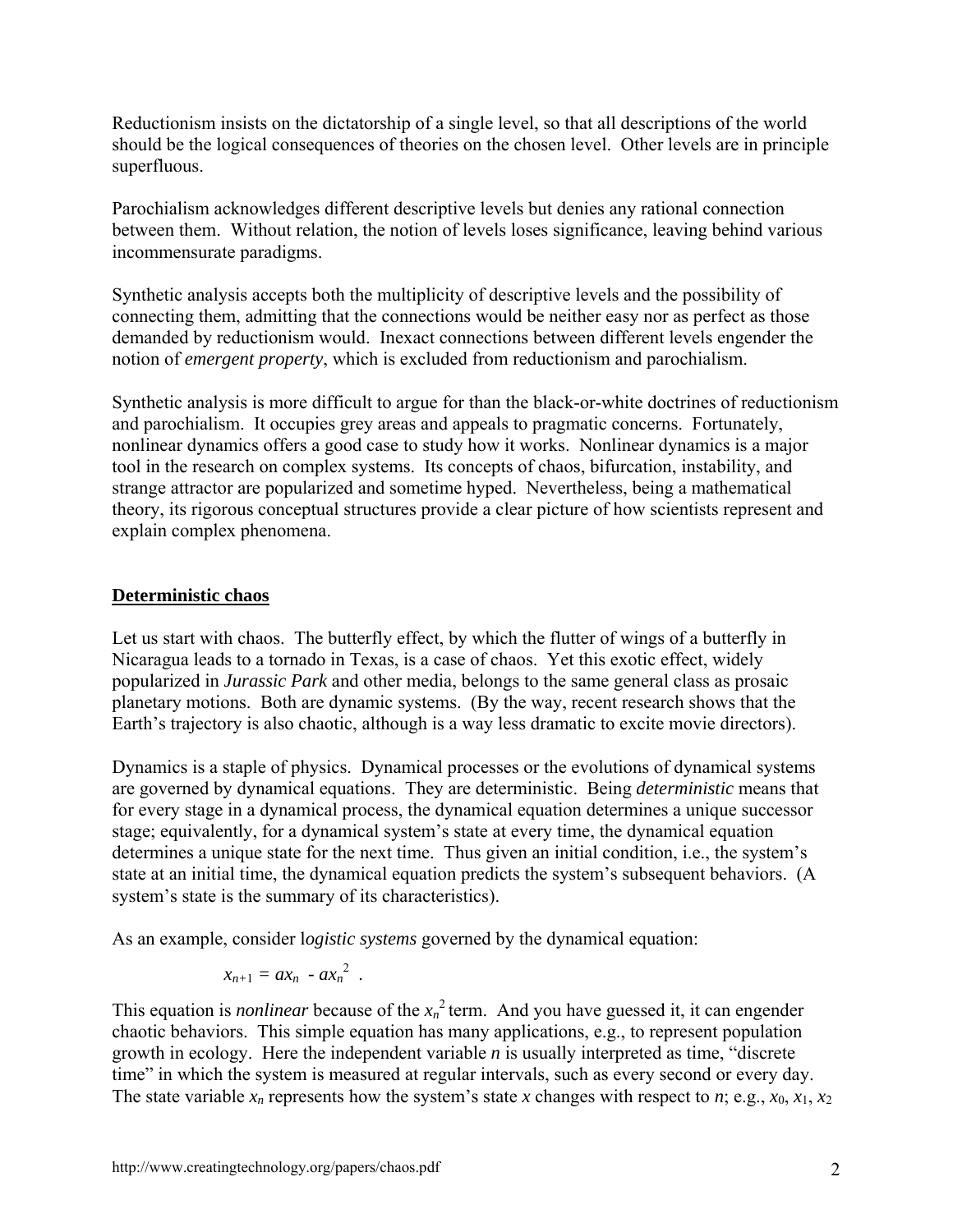Reductionism insists on the dictatorship of a single level, so that all descriptions of the world should be the logical consequences of theories on the chosen level. Other levels are in principle superfluous.

Parochialism acknowledges different descriptive levels but denies any rational connection between them. Without relation, the notion of levels loses significance, leaving behind various incommensurate paradigms.

Synthetic analysis accepts both the multiplicity of descriptive levels and the possibility of connecting them, admitting that the connections would be neither easy nor as perfect as those demanded by reductionism would. Inexact connections between different levels engender the notion of *emergent property*, which is excluded from reductionism and parochialism.

Synthetic analysis is more difficult to argue for than the black-or-white doctrines of reductionism and parochialism. It occupies grey areas and appeals to pragmatic concerns. Fortunately, nonlinear dynamics offers a good case to study how it works. Nonlinear dynamics is a major tool in the research on complex systems. Its concepts of chaos, bifurcation, instability, and strange attractor are popularized and sometime hyped. Nevertheless, being a mathematical theory, its rigorous conceptual structures provide a clear picture of how scientists represent and explain complex phenomena.

## Deterministic chaos

Let us start with chaos. The butterfly effect, by which the flutter of wings of a butterfly in Nicaragua leads to a tornado in Texas, is a case of chaos. Yet this exotic effect, widely popularized in *Jurassic Park* and other media, belongs to the same general class as prosaic planetary motions. Both are dynamic systems. (By the way, recent research shows that the Earth's trajectory is also chaotic, although is a way less dramatic to excite movie directors).

Dynamics is a staple of physics. Dynamical processes or the evolutions of dynamical systems are governed by dynamical equations. They are deterministic. Being *deterministic* means that for every stage in a dynamical process, the dynamical equation determines a unique successor stage; equivalently, for a dynamical system's state at every time, the dynamical equation determines a unique state for the next time. Thus given an initial condition, i.e., the system's state at an initial time, the dynamical equation predicts the system's subsequent behaviors. (A system's state is the summary of its characteristics).

As an example, consider l*ogistic systems* governed by the dynamical equation:

$$x_{n+1} = ax_n - ax_n^2 \ .$$

This equation is *nonlinear* because of the $x_n^2$ term. And you have guessed it, it can engender chaotic behaviors. This simple equation has many applications, e.g., to represent population growth in ecology. Here the independent variable $n$ is usually interpreted as time, "discrete time" in which the system is measured at regular intervals, such as every second or every day. The state variable $x_n$ represents how the system's state $x$ changes with respect to $n$; e.g., $x_0$, $x_1$, $x_2$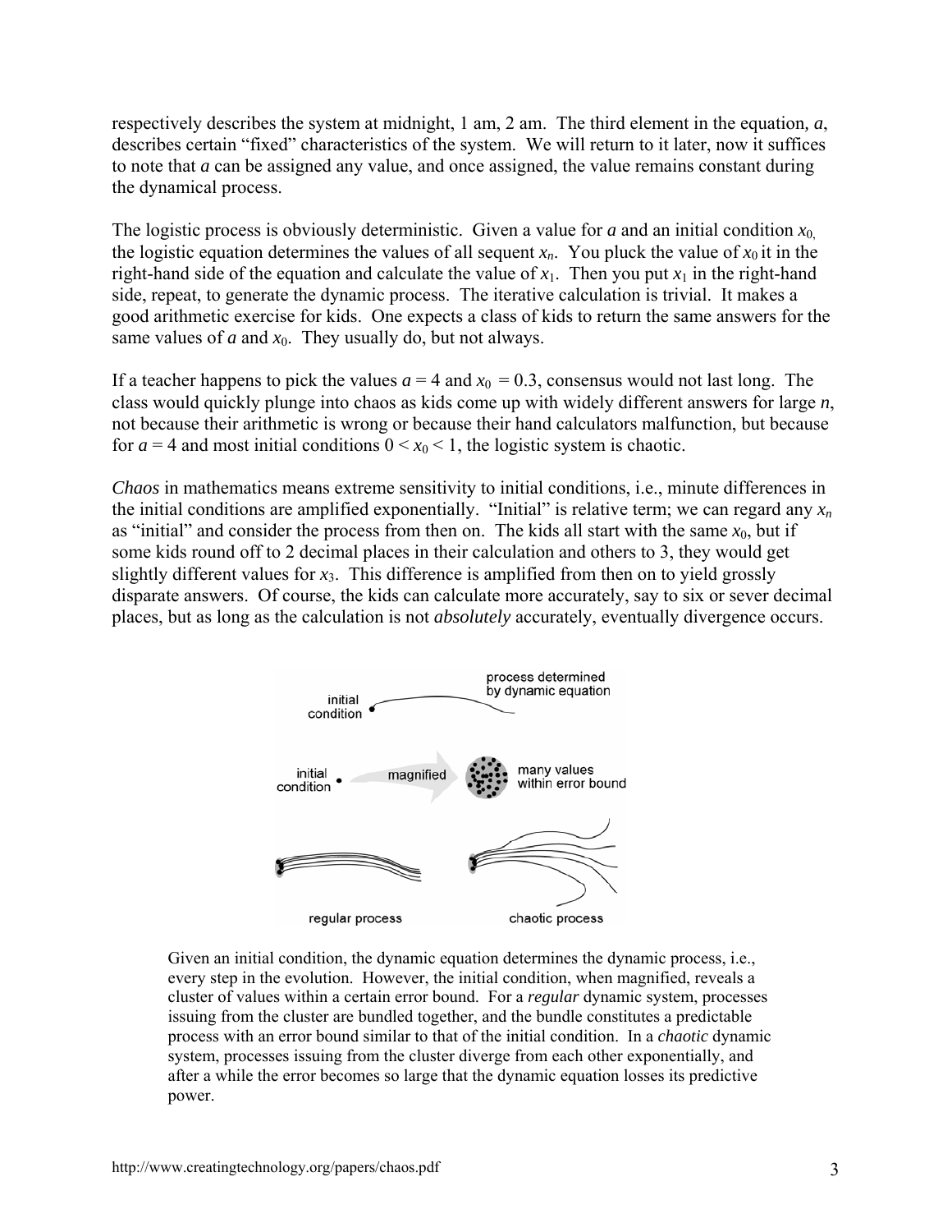respectively describes the system at midnight, 1 am, 2 am. The third element in the equation, $a$, describes certain "fixed" characteristics of the system. We will return to it later, now it suffices to note that $a$ can be assigned any value, and once assigned, the value remains constant during the dynamical process.

The logistic process is obviously deterministic. Given a value for $a$ and an initial condition $x_0$, the logistic equation determines the values of all sequent $x_n$. You pluck the value of $x_0$ it in the right-hand side of the equation and calculate the value of $x_1$. Then you put $x_1$ in the right-hand side, repeat, to generate the dynamic process. The iterative calculation is trivial. It makes a good arithmetic exercise for kids. One expects a class of kids to return the same answers for the same values of $a$ and $x_0$. They usually do, but not always.

If a teacher happens to pick the values $a = 4$ and $x_0 = 0.3$, consensus would not last long. The class would quickly plunge into chaos as kids come up with widely different answers for large $n$, not because their arithmetic is wrong or because their hand calculators malfunction, but because for $a = 4$ and most initial conditions $0 < x_0 < 1$, the logistic system is chaotic.

*Chaos* in mathematics means extreme sensitivity to initial conditions, i.e., minute differences in the initial conditions are amplified exponentially. "Initial" is relative term; we can regard any $x_n$ as "initial" and consider the process from then on. The kids all start with the same $x_0$, but if some kids round off to 2 decimal places in their calculation and others to 3, they would get slightly different values for $x_3$. This difference is amplified from then on to yield grossly disparate answers. Of course, the kids can calculate more accurately, say to six or sever decimal places, but as long as the calculation is not *absolutely* accurately, eventually divergence occurs.

initial condition — process determined by dynamic equation

initial condition — magnified — many values within error bound

regular process — chaotic process

Given an initial condition, the dynamic equation determines the dynamic process, i.e., every step in the evolution. However, the initial condition, when magnified, reveals a cluster of values within a certain error bound. For a *regular* dynamic system, processes issuing from the cluster are bundled together, and the bundle constitutes a predictable process with an error bound similar to that of the initial condition. In a *chaotic* dynamic system, processes issuing from the cluster diverge from each other exponentially, and after a while the error becomes so large that the dynamic equation losses its predictive power.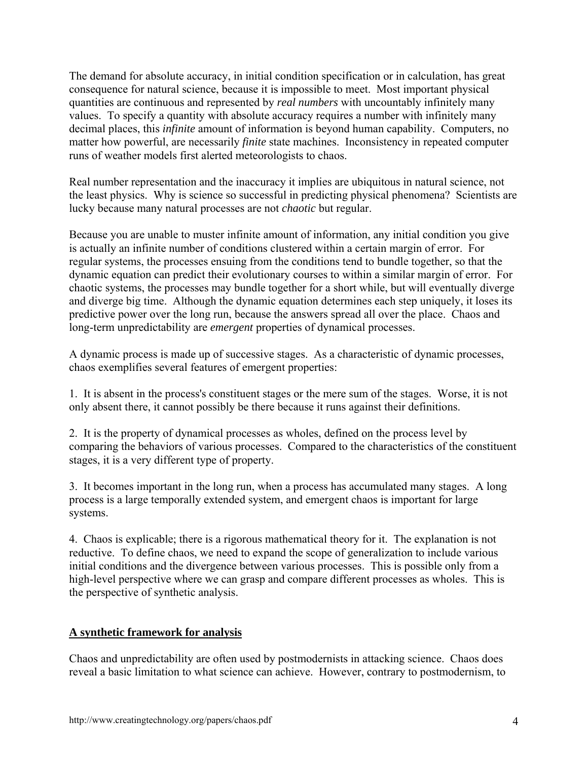The demand for absolute accuracy, in initial condition specification or in calculation, has great consequence for natural science, because it is impossible to meet. Most important physical quantities are continuous and represented by *real numbers* with uncountably infinitely many values. To specify a quantity with absolute accuracy requires a number with infinitely many decimal places, this *infinite* amount of information is beyond human capability. Computers, no matter how powerful, are necessarily *finite* state machines. Inconsistency in repeated computer runs of weather models first alerted meteorologists to chaos.

Real number representation and the inaccuracy it implies are ubiquitous in natural science, not the least physics. Why is science so successful in predicting physical phenomena? Scientists are lucky because many natural processes are not *chaotic* but regular.

Because you are unable to muster infinite amount of information, any initial condition you give is actually an infinite number of conditions clustered within a certain margin of error. For regular systems, the processes ensuing from the conditions tend to bundle together, so that the dynamic equation can predict their evolutionary courses to within a similar margin of error. For chaotic systems, the processes may bundle together for a short while, but will eventually diverge and diverge big time. Although the dynamic equation determines each step uniquely, it loses its predictive power over the long run, because the answers spread all over the place. Chaos and long-term unpredictability are *emergent* properties of dynamical processes.

A dynamic process is made up of successive stages. As a characteristic of dynamic processes, chaos exemplifies several features of emergent properties:

1. It is absent in the process's constituent stages or the mere sum of the stages. Worse, it is not only absent there, it cannot possibly be there because it runs against their definitions.

2. It is the property of dynamical processes as wholes, defined on the process level by comparing the behaviors of various processes. Compared to the characteristics of the constituent stages, it is a very different type of property.

3. It becomes important in the long run, when a process has accumulated many stages. A long process is a large temporally extended system, and emergent chaos is important for large systems.

4. Chaos is explicable; there is a rigorous mathematical theory for it. The explanation is not reductive. To define chaos, we need to expand the scope of generalization to include various initial conditions and the divergence between various processes. This is possible only from a high-level perspective where we can grasp and compare different processes as wholes. This is the perspective of synthetic analysis.

## A synthetic framework for analysis

Chaos and unpredictability are often used by postmodernists in attacking science. Chaos does reveal a basic limitation to what science can achieve. However, contrary to postmodernism, to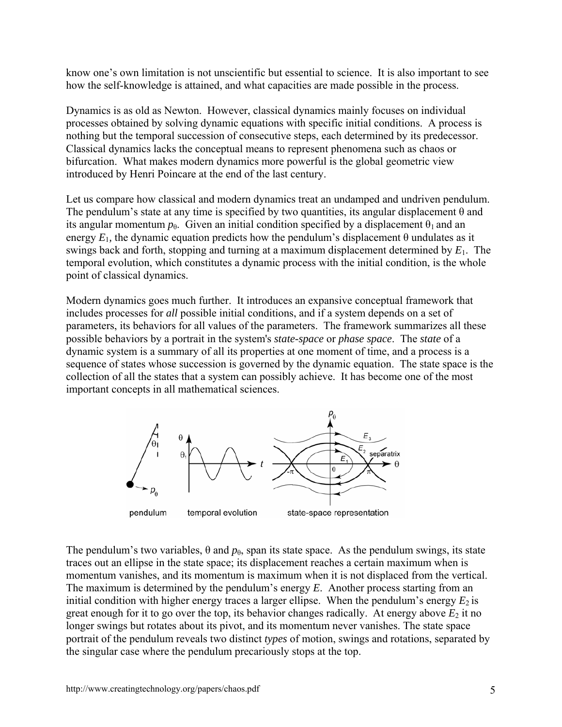know one's own limitation is not unscientific but essential to science. It is also important to see how the self-knowledge is attained, and what capacities are made possible in the process.

Dynamics is as old as Newton. However, classical dynamics mainly focuses on individual processes obtained by solving dynamic equations with specific initial conditions. A process is nothing but the temporal succession of consecutive steps, each determined by its predecessor. Classical dynamics lacks the conceptual means to represent phenomena such as chaos or bifurcation. What makes modern dynamics more powerful is the global geometric view introduced by Henri Poincare at the end of the last century.

Let us compare how classical and modern dynamics treat an undamped and undriven pendulum. The pendulum's state at any time is specified by two quantities, its angular displacement $\theta$ and its angular momentum $p_\theta$. Given an initial condition specified by a displacement $\theta_1$ and an energy $E_1$, the dynamic equation predicts how the pendulum's displacement $\theta$ undulates as it swings back and forth, stopping and turning at a maximum displacement determined by $E_1$. The temporal evolution, which constitutes a dynamic process with the initial condition, is the whole point of classical dynamics.

Modern dynamics goes much further. It introduces an expansive conceptual framework that includes processes for *all* possible initial conditions, and if a system depends on a set of parameters, its behaviors for all values of the parameters. The framework summarizes all these possible behaviors by a portrait in the system's *state-space* or *phase space*. The *state* of a dynamic system is a summary of all its properties at one moment of time, and a process is a sequence of states whose succession is governed by the dynamic equation. The state space is the collection of all the states that a system can possibly achieve. It has become one of the most important concepts in all mathematical sciences.

pendulum temporal evolution state-space representation

The pendulum's two variables, $\theta$ and $p_\theta$, span its state space. As the pendulum swings, its state traces out an ellipse in the state space; its displacement reaches a certain maximum when is momentum vanishes, and its momentum is maximum when it is not displaced from the vertical. The maximum is determined by the pendulum's energy $E$. Another process starting from an initial condition with higher energy traces a larger ellipse. When the pendulum's energy $E_2$ is great enough for it to go over the top, its behavior changes radically. At energy above $E_2$ it no longer swings but rotates about its pivot, and its momentum never vanishes. The state space portrait of the pendulum reveals two distinct *types* of motion, swings and rotations, separated by the singular case where the pendulum precariously stops at the top.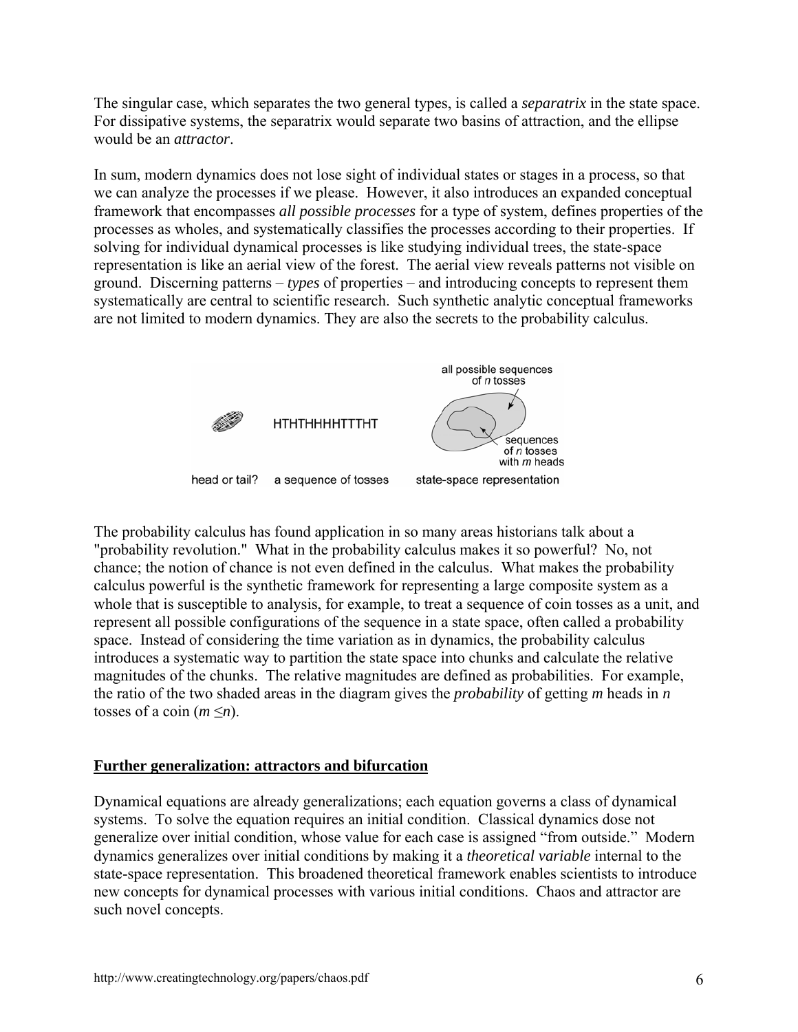The singular case, which separates the two general types, is called a *separatrix* in the state space. For dissipative systems, the separatrix would separate two basins of attraction, and the ellipse would be an *attractor*.

In sum, modern dynamics does not lose sight of individual states or stages in a process, so that we can analyze the processes if we please. However, it also introduces an expanded conceptual framework that encompasses *all possible processes* for a type of system, defines properties of the processes as wholes, and systematically classifies the processes according to their properties. If solving for individual dynamical processes is like studying individual trees, the state-space representation is like an aerial view of the forest. The aerial view reveals patterns not visible on ground. Discerning patterns – *types* of properties – and introducing concepts to represent them systematically are central to scientific research. Such synthetic analytic conceptual frameworks are not limited to modern dynamics. They are also the secrets to the probability calculus.

The probability calculus has found application in so many areas historians talk about a "probability revolution." What in the probability calculus makes it so powerful? No, not chance; the notion of chance is not even defined in the calculus. What makes the probability calculus powerful is the synthetic framework for representing a large composite system as a whole that is susceptible to analysis, for example, to treat a sequence of coin tosses as a unit, and represent all possible configurations of the sequence in a state space, often called a probability space. Instead of considering the time variation as in dynamics, the probability calculus introduces a systematic way to partition the state space into chunks and calculate the relative magnitudes of the chunks. The relative magnitudes are defined as probabilities. For example, the ratio of the two shaded areas in the diagram gives the *probability* of getting $m$ heads in $n$ tosses of a coin ($m \leq n$).

## Further generalization: attractors and bifurcation

Dynamical equations are already generalizations; each equation governs a class of dynamical systems. To solve the equation requires an initial condition. Classical dynamics dose not generalize over initial condition, whose value for each case is assigned "from outside." Modern dynamics generalizes over initial conditions by making it a *theoretical variable* internal to the state-space representation. This broadened theoretical framework enables scientists to introduce new concepts for dynamical processes with various initial conditions. Chaos and attractor are such novel concepts.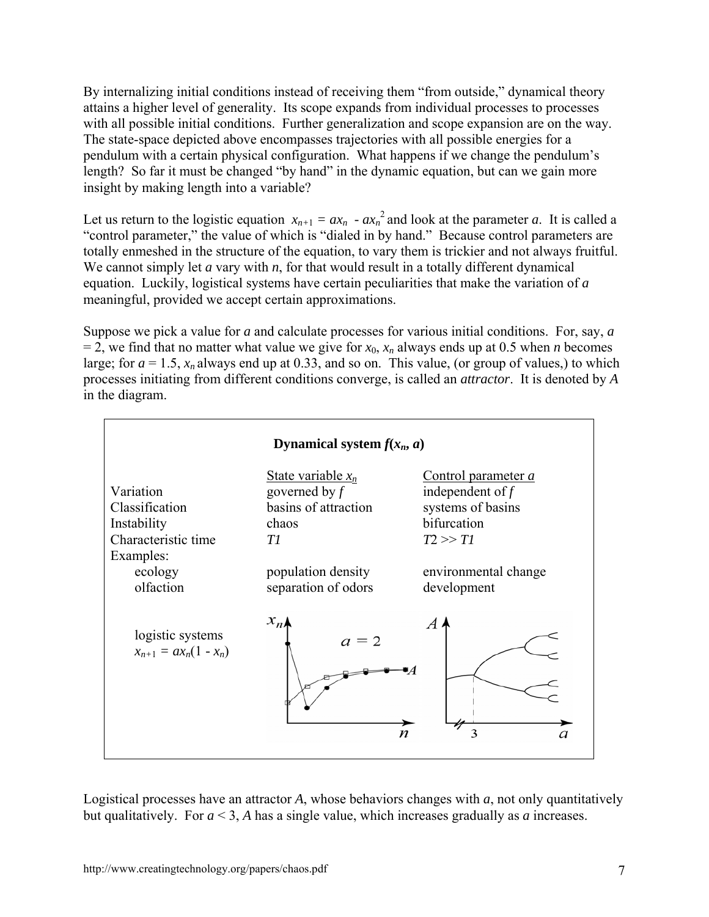By internalizing initial conditions instead of receiving them "from outside," dynamical theory attains a higher level of generality. Its scope expands from individual processes to processes with all possible initial conditions. Further generalization and scope expansion are on the way. The state-space depicted above encompasses trajectories with all possible energies for a pendulum with a certain physical configuration. What happens if we change the pendulum's length? So far it must be changed "by hand" in the dynamic equation, but can we gain more insight by making length into a variable?

Let us return to the logistic equation $x_{n+1} = ax_n - ax_n^2$ and look at the parameter ***a***. It is called a "control parameter," the value of which is "dialed in by hand." Because control parameters are totally enmeshed in the structure of the equation, to vary them is trickier and not always fruitful. We cannot simply let *a* vary with *n*, for that would result in a totally different dynamical equation. Luckily, logistical systems have certain peculiarities that make the variation of *a* meaningful, provided we accept certain approximations.

Suppose we pick a value for *a* and calculate processes for various initial conditions. For, say, $a = 2$, we find that no matter what value we give for $x_0$, $x_n$ always ends up at 0.5 when *n* becomes large; for $a = 1.5$, $x_n$ always end up at 0.33, and so on. This value, (or group of values,) to which processes initiating from different conditions converge, is called an ***attractor***. It is denoted by *A* in the diagram.

**Dynamical system $f(x_n, a)$**

| | State variable $x_n$ | Control parameter $a$ |
|---|---|---|
| Variation | governed by $f$ | independent of $f$ |
| Classification | basins of attraction | systems of basins |
| Instability | chaos | bifurcation |
| Characteristic time | $T1$ | $T2 >> T1$ |
| Examples: | | |
| ecology | population density | environmental change |
| olfaction | separation of odors | development |
| logistic systems $x_{n+1} = ax_n(1 - x_n)$ | | |

Logistical processes have an attractor *A*, whose behaviors changes with *a*, not only quantitatively but qualitatively. For $a < 3$, *A* has a single value, which increases gradually as *a* increases.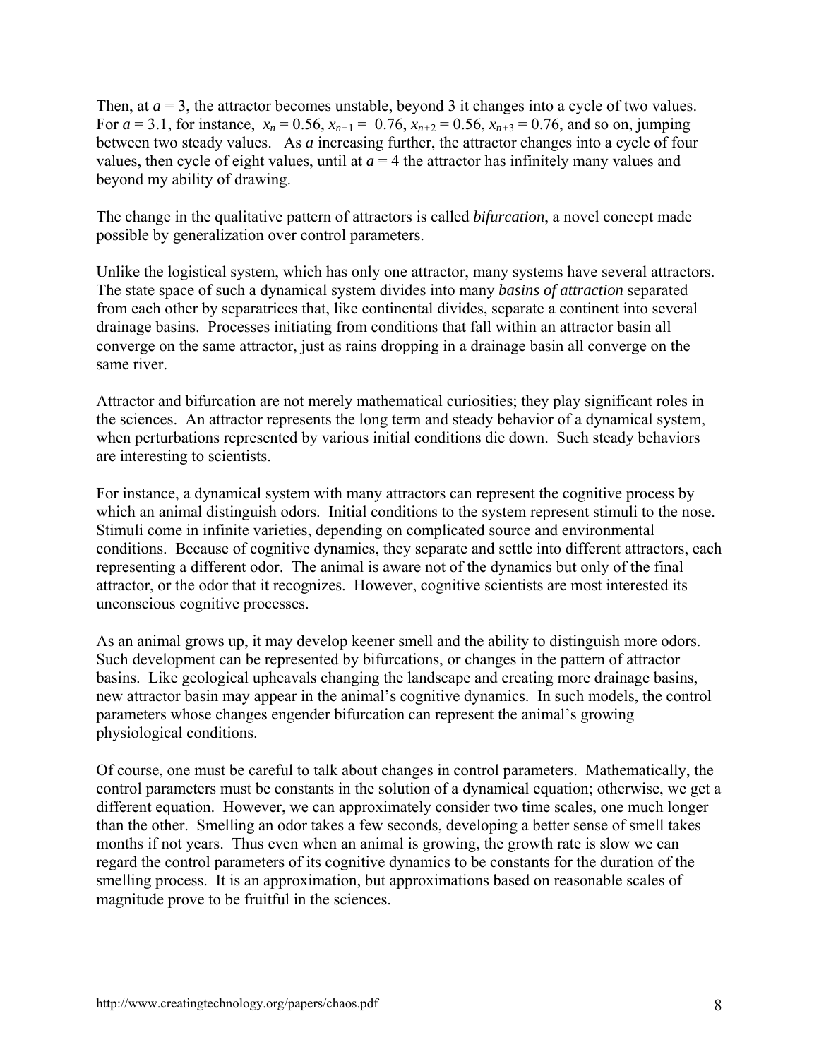Then, at $a = 3$, the attractor becomes unstable, beyond 3 it changes into a cycle of two values. For $a = 3.1$, for instance, $x_n = 0.56$, $x_{n+1} = 0.76$, $x_{n+2} = 0.56$, $x_{n+3} = 0.76$, and so on, jumping between two steady values. As $a$ increasing further, the attractor changes into a cycle of four values, then cycle of eight values, until at $a = 4$ the attractor has infinitely many values and beyond my ability of drawing.

The change in the qualitative pattern of attractors is called *bifurcation*, a novel concept made possible by generalization over control parameters.

Unlike the logistical system, which has only one attractor, many systems have several attractors. The state space of such a dynamical system divides into many *basins of attraction* separated from each other by separatrices that, like continental divides, separate a continent into several drainage basins. Processes initiating from conditions that fall within an attractor basin all converge on the same attractor, just as rains dropping in a drainage basin all converge on the same river.

Attractor and bifurcation are not merely mathematical curiosities; they play significant roles in the sciences. An attractor represents the long term and steady behavior of a dynamical system, when perturbations represented by various initial conditions die down. Such steady behaviors are interesting to scientists.

For instance, a dynamical system with many attractors can represent the cognitive process by which an animal distinguish odors. Initial conditions to the system represent stimuli to the nose. Stimuli come in infinite varieties, depending on complicated source and environmental conditions. Because of cognitive dynamics, they separate and settle into different attractors, each representing a different odor. The animal is aware not of the dynamics but only of the final attractor, or the odor that it recognizes. However, cognitive scientists are most interested its unconscious cognitive processes.

As an animal grows up, it may develop keener smell and the ability to distinguish more odors. Such development can be represented by bifurcations, or changes in the pattern of attractor basins. Like geological upheavals changing the landscape and creating more drainage basins, new attractor basin may appear in the animal's cognitive dynamics. In such models, the control parameters whose changes engender bifurcation can represent the animal's growing physiological conditions.

Of course, one must be careful to talk about changes in control parameters. Mathematically, the control parameters must be constants in the solution of a dynamical equation; otherwise, we get a different equation. However, we can approximately consider two time scales, one much longer than the other. Smelling an odor takes a few seconds, developing a better sense of smell takes months if not years. Thus even when an animal is growing, the growth rate is slow we can regard the control parameters of its cognitive dynamics to be constants for the duration of the smelling process. It is an approximation, but approximations based on reasonable scales of magnitude prove to be fruitful in the sciences.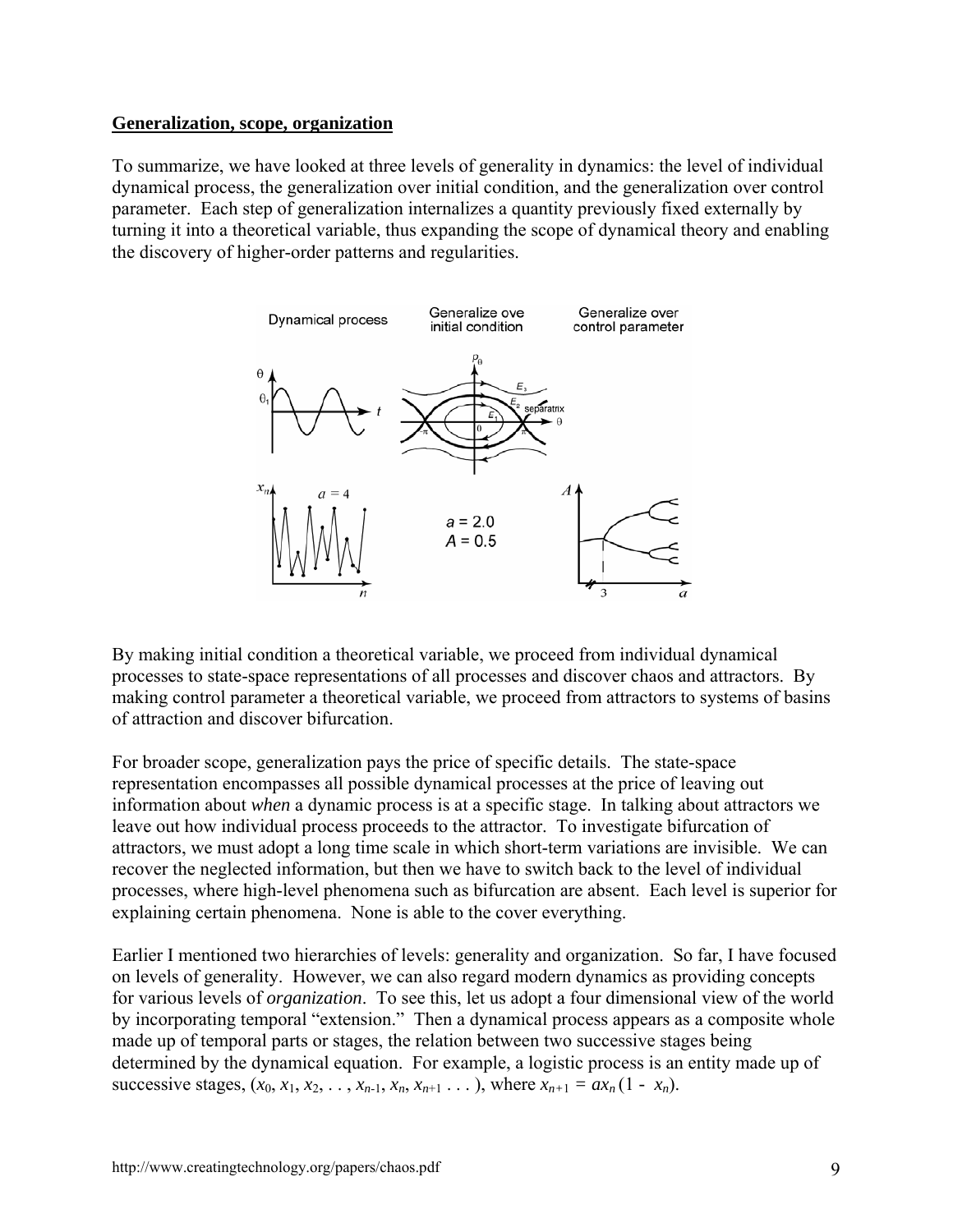**Generalization, scope, organization**

To summarize, we have looked at three levels of generality in dynamics: the level of individual dynamical process, the generalization over initial condition, and the generalization over control parameter. Each step of generalization internalizes a quantity previously fixed externally by turning it into a theoretical variable, thus expanding the scope of dynamical theory and enabling the discovery of higher-order patterns and regularities.

By making initial condition a theoretical variable, we proceed from individual dynamical processes to state-space representations of all processes and discover chaos and attractors. By making control parameter a theoretical variable, we proceed from attractors to systems of basins of attraction and discover bifurcation.

For broader scope, generalization pays the price of specific details. The state-space representation encompasses all possible dynamical processes at the price of leaving out information about *when* a dynamic process is at a specific stage. In talking about attractors we leave out how individual process proceeds to the attractor. To investigate bifurcation of attractors, we must adopt a long time scale in which short-term variations are invisible. We can recover the neglected information, but then we have to switch back to the level of individual processes, where high-level phenomena such as bifurcation are absent. Each level is superior for explaining certain phenomena. None is able to the cover everything.

Earlier I mentioned two hierarchies of levels: generality and organization. So far, I have focused on levels of generality. However, we can also regard modern dynamics as providing concepts for various levels of *organization*. To see this, let us adopt a four dimensional view of the world by incorporating temporal "extension." Then a dynamical process appears as a composite whole made up of temporal parts or stages, the relation between two successive stages being determined by the dynamical equation. For example, a logistic process is an entity made up of successive stages, $(x_0, x_1, x_2, \ldots, x_{n-1}, x_n, x_{n+1} \ldots)$, where $x_{n+1} = ax_n(1 - x_n)$.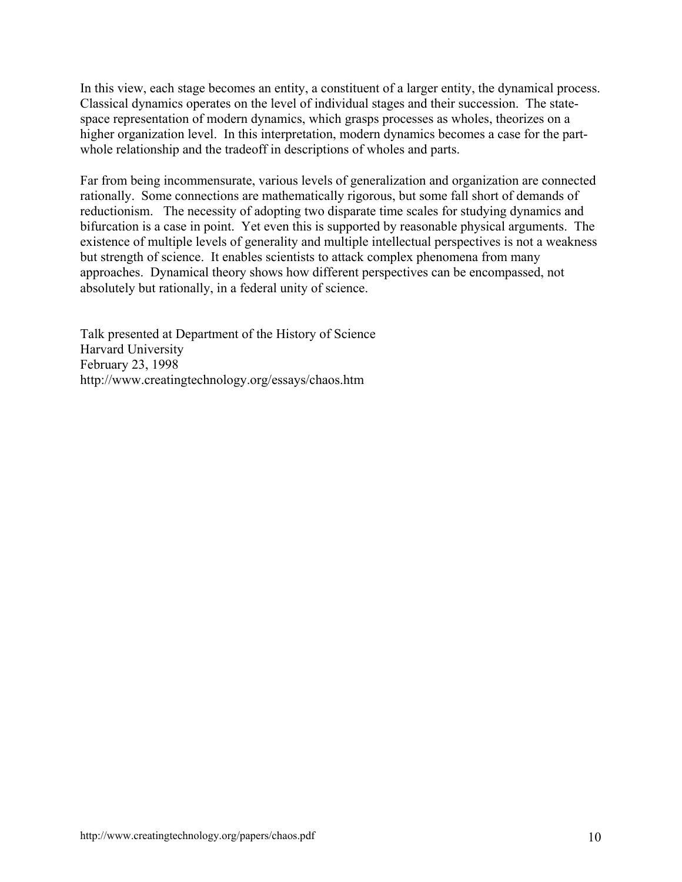In this view, each stage becomes an entity, a constituent of a larger entity, the dynamical process. Classical dynamics operates on the level of individual stages and their succession. The state-space representation of modern dynamics, which grasps processes as wholes, theorizes on a higher organization level. In this interpretation, modern dynamics becomes a case for the part-whole relationship and the tradeoff in descriptions of wholes and parts.

Far from being incommensurate, various levels of generalization and organization are connected rationally. Some connections are mathematically rigorous, but some fall short of demands of reductionism. The necessity of adopting two disparate time scales for studying dynamics and bifurcation is a case in point. Yet even this is supported by reasonable physical arguments. The existence of multiple levels of generality and multiple intellectual perspectives is not a weakness but strength of science. It enables scientists to attack complex phenomena from many approaches. Dynamical theory shows how different perspectives can be encompassed, not absolutely but rationally, in a federal unity of science.

Talk presented at Department of the History of Science
Harvard University
February 23, 1998
http://www.creatingtechnology.org/essays/chaos.htm